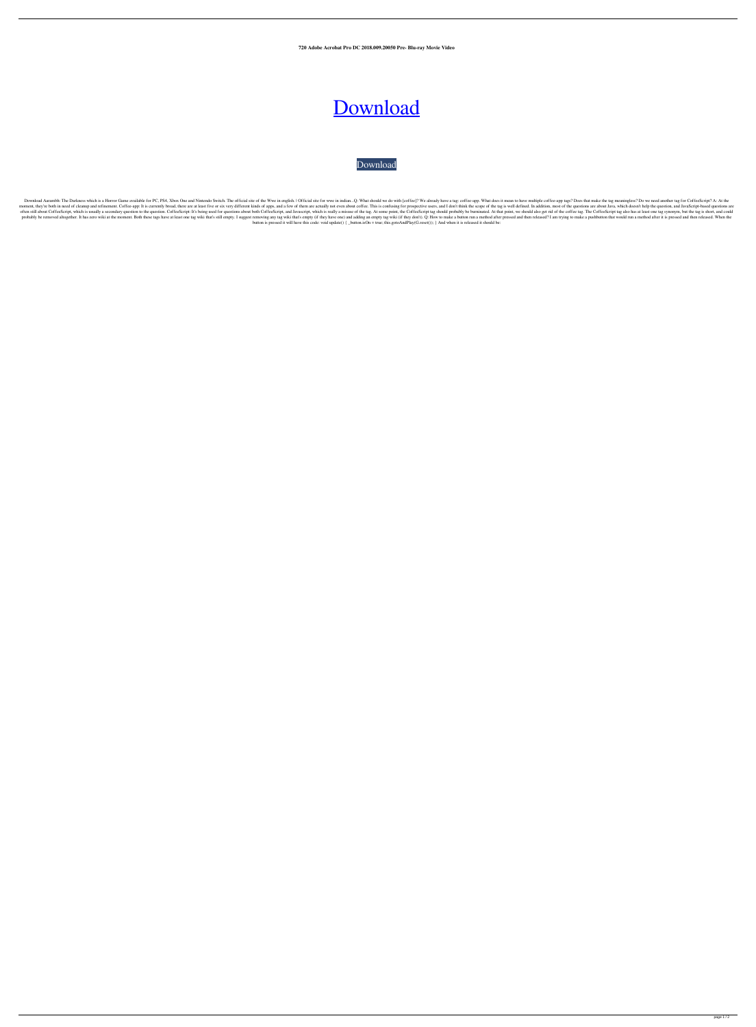**720 Adobe Acrobat Pro DC 2018.009.20050 Pre- Blu-ray Movie Video**

# Download

Download

Download Aarambh: The Darkness which is a Horror Game available for PC, PS4, Xbox One and Nintendo Switch. The official site of the Wwe in english. | Official site for wwe in indian...Q: What should we do with [coffee]? We already have a tag: coffee-app. What does it mean to have multiple coffee-app tags? Does that make the tag meaningless? Do we need another tag for CoffeeScript? A: At the moment, they're both in need of cleanup and refinement. Coffee-app: It is currently broad, there are at least five or six very different kinds of apps, and a few of them are actually not even about coffee. This is confusing for prospective users, and I don't think the scope of the tag is well defined. In addition, most of the questions are about Java, which doesn't help the question, and JavaScript-based questions are often still about CoffeeScript, which is usually a secondary question to the question. CoffeeScript: It's being used for questions about both CoffeeScript, and Javascript, which is really a misuse of the tag. At some point, the CoffeeScript tag should probably be burninated. At that point, we should also get rid of the coffee tag. The CoffeeScript tag also has at least one tag synonym, but the tag is short, and could probably be removed altogether. It has zero wiki at the moment. Both these tags have at least one tag wiki that's still empty. I suggest removing any tag wiki that's empty (if they have one) and adding an empty tag wiki (if they don't). Q: How to make a button run a method after pressed and then released? I am trying to make a pushbutton that would run a method after it is pressed and then released. When the button is pressed it will have this code: void update() { _button.isOn = true; this.gotoAndPlay(G.reset()); } And when it is released it should be: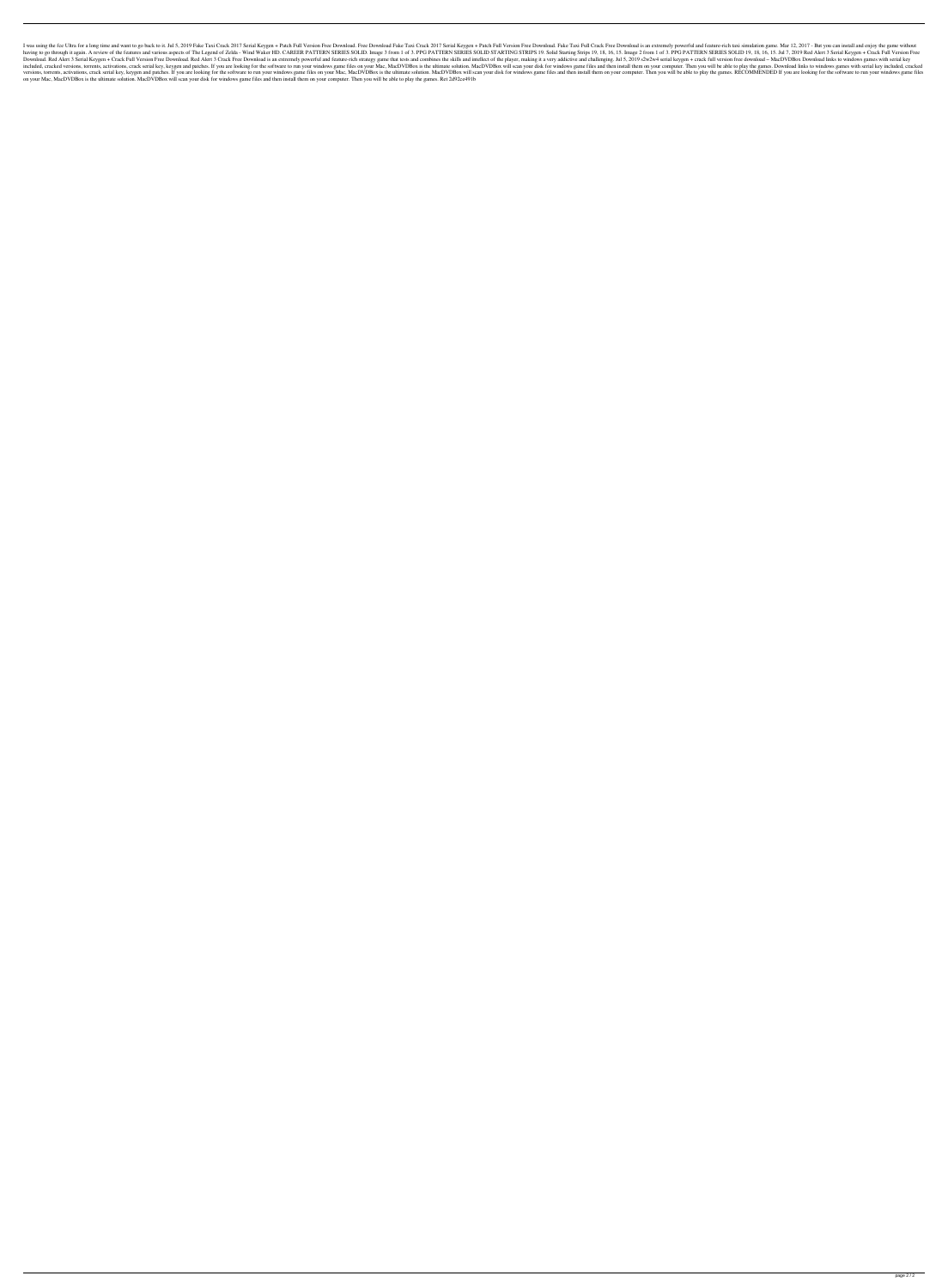I was using the fee Ultra for a long time and want to go back to it. Jul 5, 2019 Fake Taxi Crack 2017 Serial Keygen + Patch Full Version Free Download. Free Download Fake Taxi Crack 2017 Serial Keygen + Patch Full Version Free Download. Fake Taxi Full Crack Free Download is an extremely powerful and feature-rich taxi simulation game. Mar 12, 2017 - But you can install and enjoy the game without having to go through it again. A review of the features and various aspects of The Legend of Zelda - Wind Waker HD. CAREER PATTERN SERIES SOLID. Image 3 from 1 of 3. PPG PATTERN SERIES SOLID STARTING STRIPS 19. Solid Starting Strips 19, 18, 16, 15. Image 2 from 1 of 3. PPG PATTERN SERIES SOLID 19, 18, 16, 15. Jul 7, 2019 Red Alert 3 Serial Keygen + Crack Full Version Free Download. Red Alert 3 Serial Keygen + Crack Full Version Free Download. Red Alert 3 Crack Free Download is an extremely powerful and feature-rich strategy game that tests and combines the skills and intellect of the player, making it a very addictive and challenging. Jul 5, 2019 s2w2w4 serial keygen + crack full version free download – MacDVDBox Download links to windows games with serial key included, cracked versions, torrents, activations, crack serial key, keygen and patches. If you are looking for the software to run your windows game files on your Mac, MacDVDBox is the ultimate solution. MacDVDBox will scan your disk for windows game files and then install them on your computer. Then you will be able to play the games. Download links to windows games with serial key included, cracked versions, torrents, activations, crack serial key, keygen and patches. If you are looking for the software to run your windows game files on your Mac, MacDVDBox is the ultimate solution. MacDVDBox will scan your disk for windows game files and then install them on your computer. Then you will be able to play the games. RECOMMENDED If you are looking for the software to run your windows game files on your Mac, MacDVDBox is the ultimate solution. MacDVDBox will scan your disk for windows game files and then install them on your computer. Then you will be able to play the games. Ret 2d92ce491b